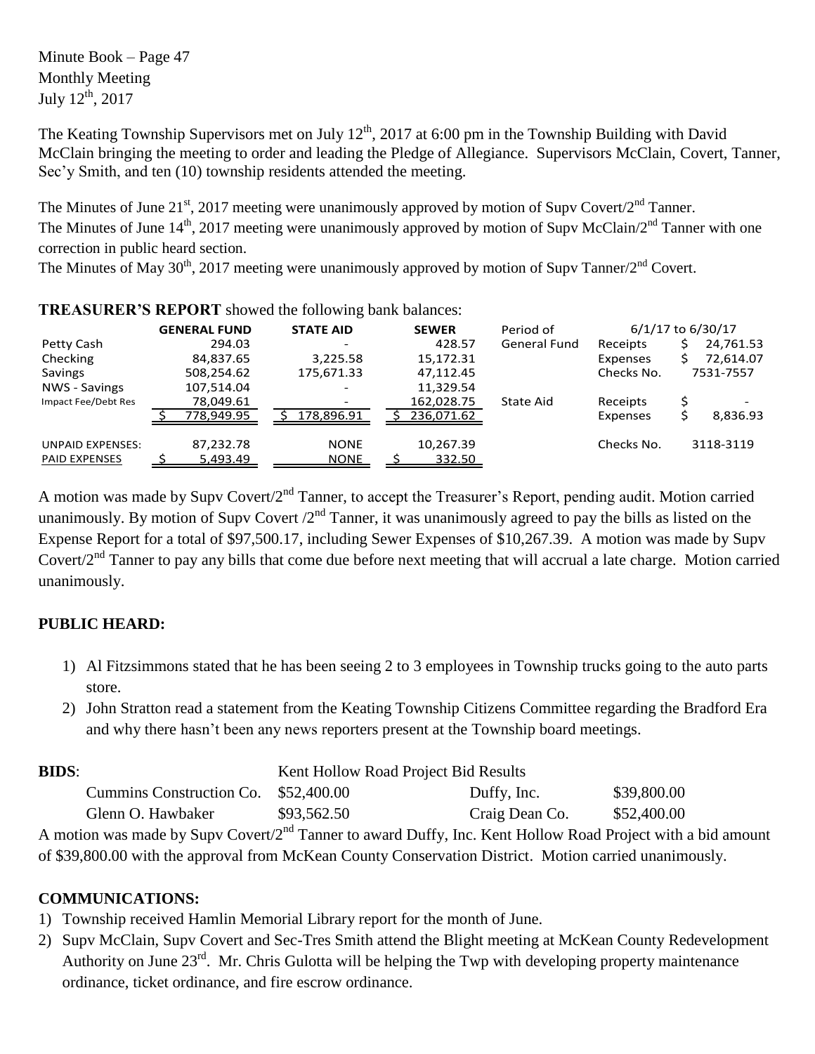Minute Book – Page 47
Monthly Meeting
July 12th, 2017

The Keating Township Supervisors met on July 12th, 2017 at 6:00 pm in the Township Building with David McClain bringing the meeting to order and leading the Pledge of Allegiance. Supervisors McClain, Covert, Tanner, Sec'y Smith, and ten (10) township residents attended the meeting.

The Minutes of June 21st, 2017 meeting were unanimously approved by motion of Supv Covert/2nd Tanner.
The Minutes of June 14th, 2017 meeting were unanimously approved by motion of Supv McClain/2nd Tanner with one correction in public heard section.
The Minutes of May 30th, 2017 meeting were unanimously approved by motion of Supv Tanner/2nd Covert.

**TREASURER'S REPORT** showed the following bank balances:

| | GENERAL FUND | STATE AID | SEWER | Period of | 6/1/17 to 6/30/17 | |
|---|---|---|---|---|---|---|
| Petty Cash | 294.03 | - | 428.57 | General Fund | Receipts | $ 24,761.53 |
| Checking | 84,837.65 | 3,225.58 | 15,172.31 | | Expenses | $ 72,614.07 |
| Savings | 508,254.62 | 175,671.33 | 47,112.45 | | Checks No. | 7531-7557 |
| NWS - Savings | 107,514.04 | - | 11,329.54 | | | |
| Impact Fee/Debt Res | 78,049.61 | - | 162,028.75 | State Aid | Receipts | $ - |
| | $ 778,949.95 | $ 178,896.91 | $ 236,071.62 | | Expenses | $ 8,836.93 |
| UNPAID EXPENSES: | 87,232.78 | NONE | 10,267.39 | | Checks No. | 3118-3119 |
| PAID EXPENSES | $ 5,493.49 | NONE | $ 332.50 | | | |

A motion was made by Supv Covert/2nd Tanner, to accept the Treasurer's Report, pending audit. Motion carried unanimously. By motion of Supv Covert /2nd Tanner, it was unanimously agreed to pay the bills as listed on the Expense Report for a total of $97,500.17, including Sewer Expenses of $10,267.39. A motion was made by Supv Covert/2nd Tanner to pay any bills that come due before next meeting that will accrual a late charge. Motion carried unanimously.

## PUBLIC HEARD:

1) Al Fitzsimmons stated that he has been seeing 2 to 3 employees in Township trucks going to the auto parts store.
2) John Stratton read a statement from the Keating Township Citizens Committee regarding the Bradford Era and why there hasn't been any news reporters present at the Township board meetings.

**BIDS**: Kent Hollow Road Project Bid Results

| | | | |
|---|---|---|---|
| Cummins Construction Co. | $52,400.00 | Duffy, Inc. | $39,800.00 |
| Glenn O. Hawbaker | $93,562.50 | Craig Dean Co. | $52,400.00 |

A motion was made by Supv Covert/2nd Tanner to award Duffy, Inc. Kent Hollow Road Project with a bid amount of $39,800.00 with the approval from McKean County Conservation District. Motion carried unanimously.

## COMMUNICATIONS:

1) Township received Hamlin Memorial Library report for the month of June.
2) Supv McClain, Supv Covert and Sec-Tres Smith attend the Blight meeting at McKean County Redevelopment Authority on June 23rd. Mr. Chris Gulotta will be helping the Twp with developing property maintenance ordinance, ticket ordinance, and fire escrow ordinance.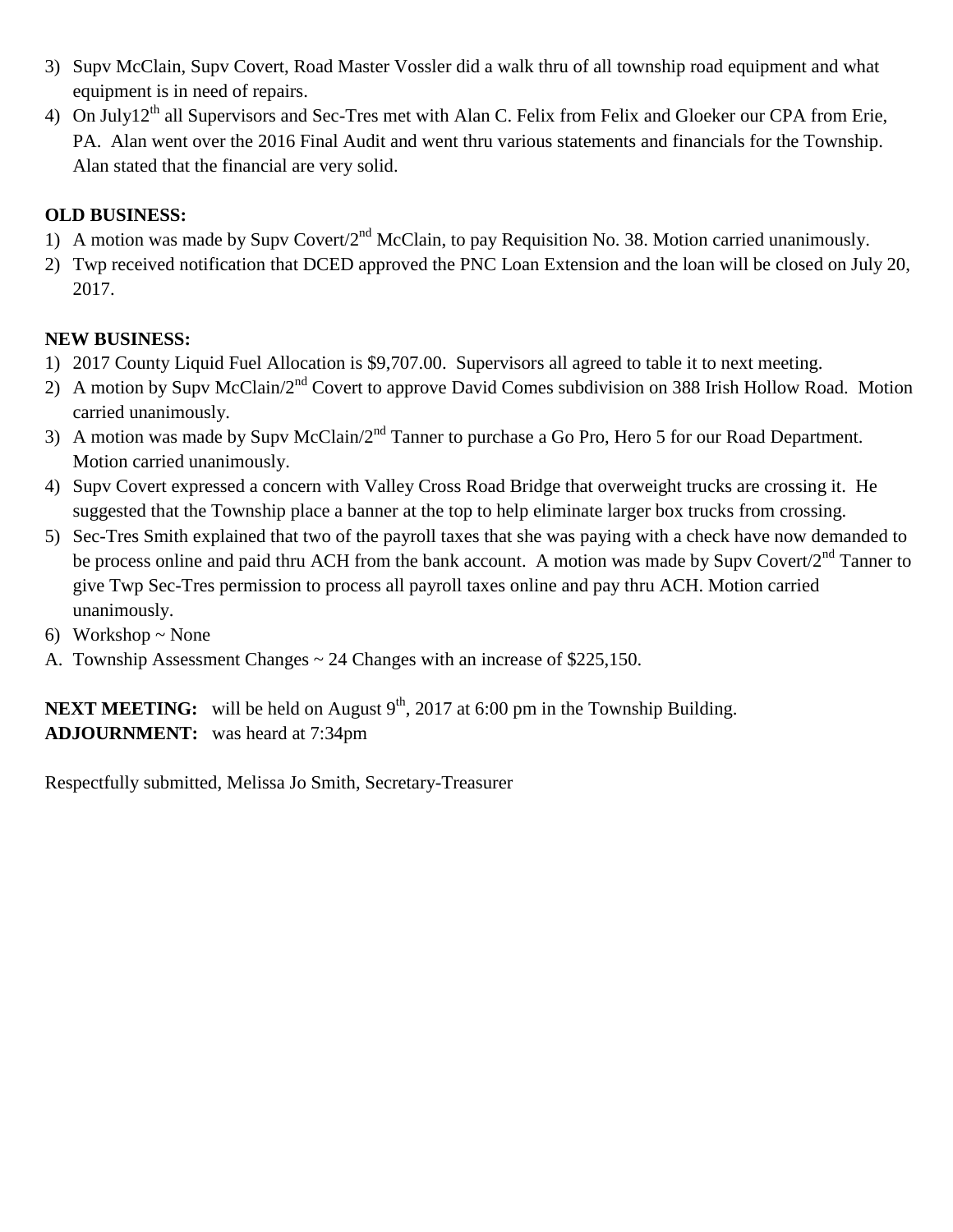3) Supv McClain, Supv Covert, Road Master Vossler did a walk thru of all township road equipment and what equipment is in need of repairs.
4) On July12th all Supervisors and Sec-Tres met with Alan C. Felix from Felix and Gloeker our CPA from Erie, PA. Alan went over the 2016 Final Audit and went thru various statements and financials for the Township. Alan stated that the financial are very solid.

**OLD BUSINESS:**

1) A motion was made by Supv Covert/2nd McClain, to pay Requisition No. 38. Motion carried unanimously.
2) Twp received notification that DCED approved the PNC Loan Extension and the loan will be closed on July 20, 2017.

**NEW BUSINESS:**

1) 2017 County Liquid Fuel Allocation is $9,707.00. Supervisors all agreed to table it to next meeting.
2) A motion by Supv McClain/2nd Covert to approve David Comes subdivision on 388 Irish Hollow Road. Motion carried unanimously.
3) A motion was made by Supv McClain/2nd Tanner to purchase a Go Pro, Hero 5 for our Road Department. Motion carried unanimously.
4) Supv Covert expressed a concern with Valley Cross Road Bridge that overweight trucks are crossing it. He suggested that the Township place a banner at the top to help eliminate larger box trucks from crossing.
5) Sec-Tres Smith explained that two of the payroll taxes that she was paying with a check have now demanded to be process online and paid thru ACH from the bank account. A motion was made by Supv Covert/2nd Tanner to give Twp Sec-Tres permission to process all payroll taxes online and pay thru ACH. Motion carried unanimously.
6) Workshop ~ None

A. Township Assessment Changes ~ 24 Changes with an increase of $225,150.

**NEXT MEETING:** will be held on August 9th, 2017 at 6:00 pm in the Township Building.
**ADJOURNMENT:** was heard at 7:34pm

Respectfully submitted, Melissa Jo Smith, Secretary-Treasurer